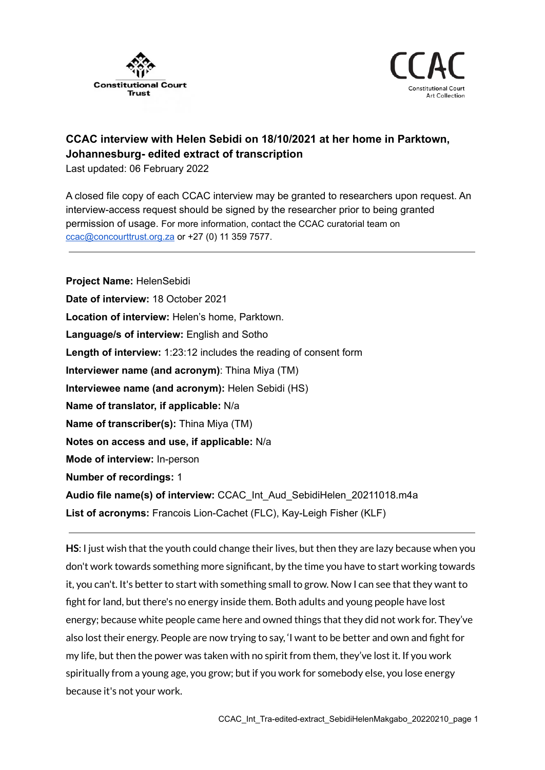Constitutional Court Trust

CCAC Constitutional Court Art Collection

# CCAC interview with Helen Sebidi on 18/10/2021 at her home in Parktown, Johannesburg- edited extract of transcription

Last updated: 06 February 2022

A closed file copy of each CCAC interview may be granted to researchers upon request. An interview-access request should be signed by the researcher prior to being granted permission of usage. For more information, contact the CCAC curatorial team on ccac@concourttrust.org.za or +27 (0) 11 359 7577.

---

**Project Name:** HelenSebidi
**Date of interview:** 18 October 2021
**Location of interview:** Helen's home, Parktown.
**Language/s of interview:** English and Sotho
**Length of interview:** 1:23:12 includes the reading of consent form
**Interviewer name (and acronym)**: Thina Miya (TM)
**Interviewee name (and acronym):** Helen Sebidi (HS)
**Name of translator, if applicable:** N/a
**Name of transcriber(s):** Thina Miya (TM)
**Notes on access and use, if applicable:** N/a
**Mode of interview:** In-person
**Number of recordings:** 1
**Audio file name(s) of interview:** CCAC_Int_Aud_SebidiHelen_20211018.m4a
**List of acronyms:** Francois Lion-Cachet (FLC), Kay-Leigh Fisher (KLF)

---

**HS**: I just wish that the youth could change their lives, but then they are lazy because when you don't work towards something more significant, by the time you have to start working towards it, you can't. It's better to start with something small to grow. Now I can see that they want to fight for land, but there's no energy inside them. Both adults and young people have lost energy; because white people came here and owned things that they did not work for. They've also lost their energy. People are now trying to say, 'I want to be better and own and fight for my life, but then the power was taken with no spirit from them, they've lost it. If you work spiritually from a young age, you grow; but if you work for somebody else, you lose energy because it's not your work.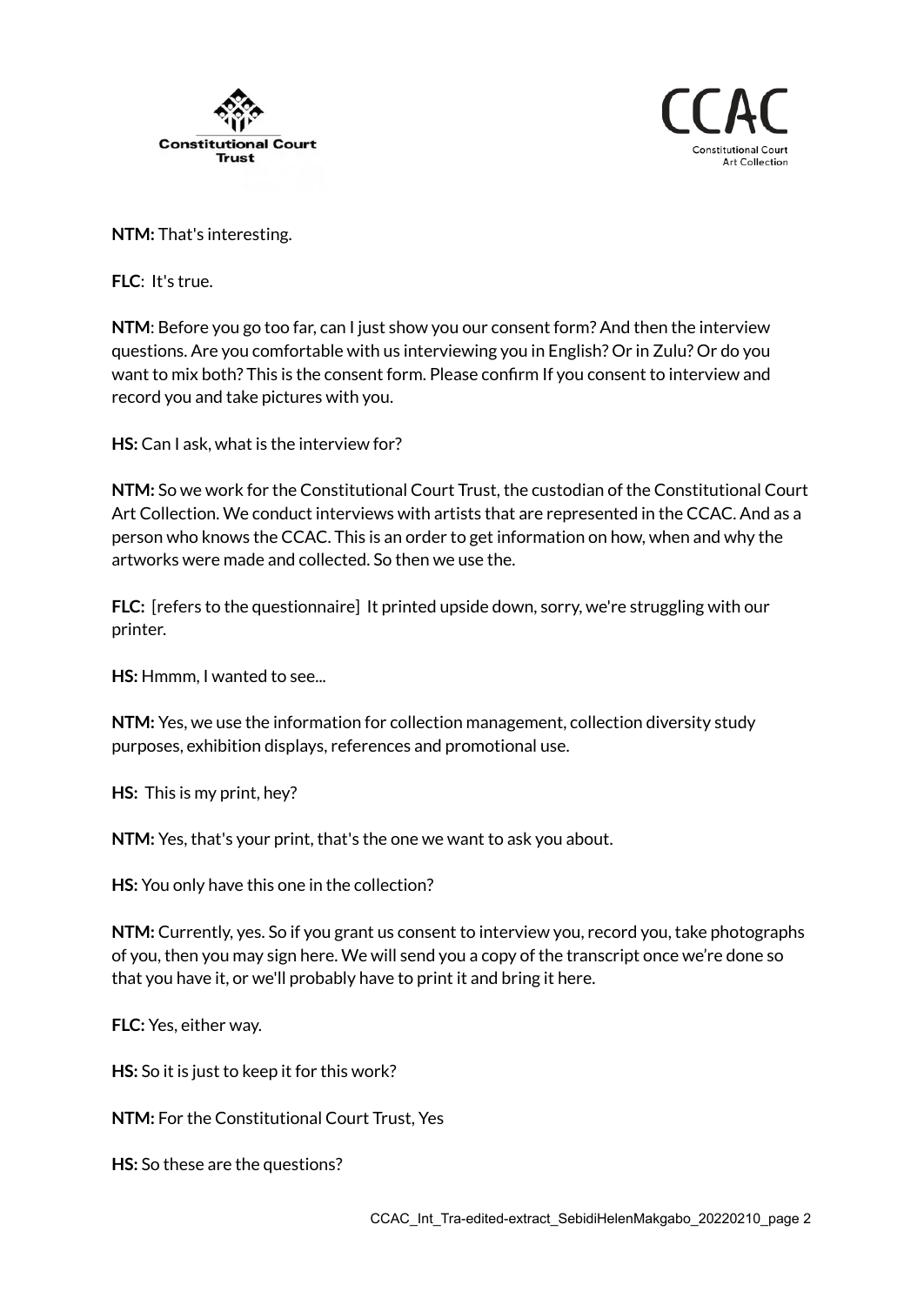**NTM:** That's interesting.

**FLC**: It's true.

**NTM**: Before you go too far, can I just show you our consent form? And then the interview questions. Are you comfortable with us interviewing you in English? Or in Zulu? Or do you want to mix both? This is the consent form. Please confirm If you consent to interview and record you and take pictures with you.

**HS:** Can I ask, what is the interview for?

**NTM:** So we work for the Constitutional Court Trust, the custodian of the Constitutional Court Art Collection. We conduct interviews with artists that are represented in the CCAC. And as a person who knows the CCAC. This is an order to get information on how, when and why the artworks were made and collected. So then we use the.

**FLC:** [refers to the questionnaire] It printed upside down, sorry, we're struggling with our printer.

**HS:** Hmmm, I wanted to see...

**NTM:** Yes, we use the information for collection management, collection diversity study purposes, exhibition displays, references and promotional use.

**HS:** This is my print, hey?

**NTM:** Yes, that's your print, that's the one we want to ask you about.

**HS:** You only have this one in the collection?

**NTM:** Currently, yes. So if you grant us consent to interview you, record you, take photographs of you, then you may sign here. We will send you a copy of the transcript once we're done so that you have it, or we'll probably have to print it and bring it here.

**FLC:** Yes, either way.

**HS:** So it is just to keep it for this work?

**NTM:** For the Constitutional Court Trust, Yes

**HS:** So these are the questions?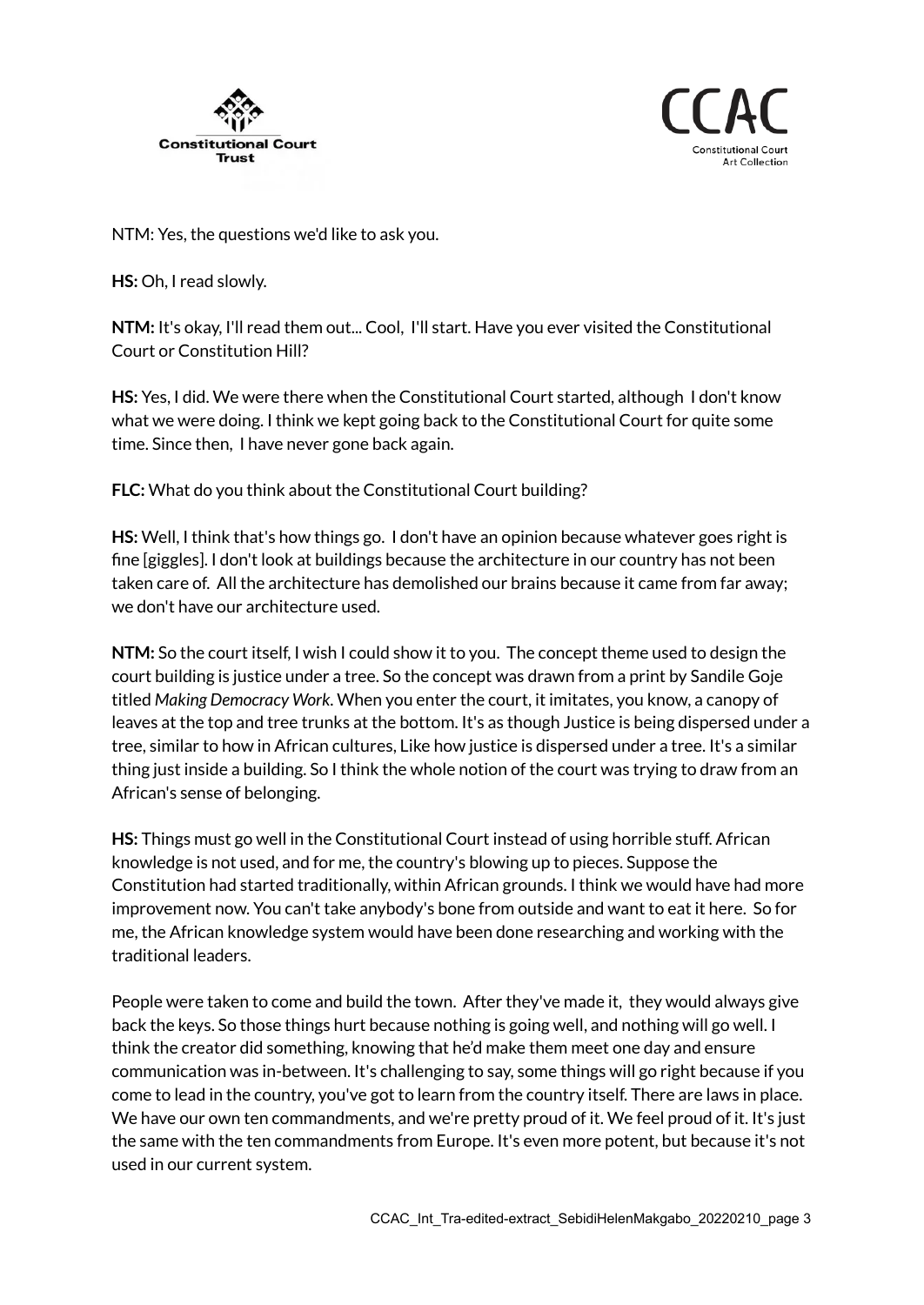NTM: Yes, the questions we'd like to ask you.

**HS:** Oh, I read slowly.

**NTM:** It's okay, I'll read them out... Cool, I'll start. Have you ever visited the Constitutional Court or Constitution Hill?

**HS:** Yes, I did. We were there when the Constitutional Court started, although I don't know what we were doing. I think we kept going back to the Constitutional Court for quite some time. Since then, I have never gone back again.

**FLC:** What do you think about the Constitutional Court building?

**HS:** Well, I think that's how things go. I don't have an opinion because whatever goes right is fine [giggles]. I don't look at buildings because the architecture in our country has not been taken care of. All the architecture has demolished our brains because it came from far away; we don't have our architecture used.

**NTM:** So the court itself, I wish I could show it to you. The concept theme used to design the court building is justice under a tree. So the concept was drawn from a print by Sandile Goje titled *Making Democracy Work*. When you enter the court, it imitates, you know, a canopy of leaves at the top and tree trunks at the bottom. It's as though Justice is being dispersed under a tree, similar to how in African cultures, Like how justice is dispersed under a tree. It's a similar thing just inside a building. So I think the whole notion of the court was trying to draw from an African's sense of belonging.

**HS:** Things must go well in the Constitutional Court instead of using horrible stuff. African knowledge is not used, and for me, the country's blowing up to pieces. Suppose the Constitution had started traditionally, within African grounds. I think we would have had more improvement now. You can't take anybody's bone from outside and want to eat it here. So for me, the African knowledge system would have been done researching and working with the traditional leaders.

People were taken to come and build the town. After they've made it, they would always give back the keys. So those things hurt because nothing is going well, and nothing will go well. I think the creator did something, knowing that he'd make them meet one day and ensure communication was in-between. It's challenging to say, some things will go right because if you come to lead in the country, you've got to learn from the country itself. There are laws in place. We have our own ten commandments, and we're pretty proud of it. We feel proud of it. It's just the same with the ten commandments from Europe. It's even more potent, but because it's not used in our current system.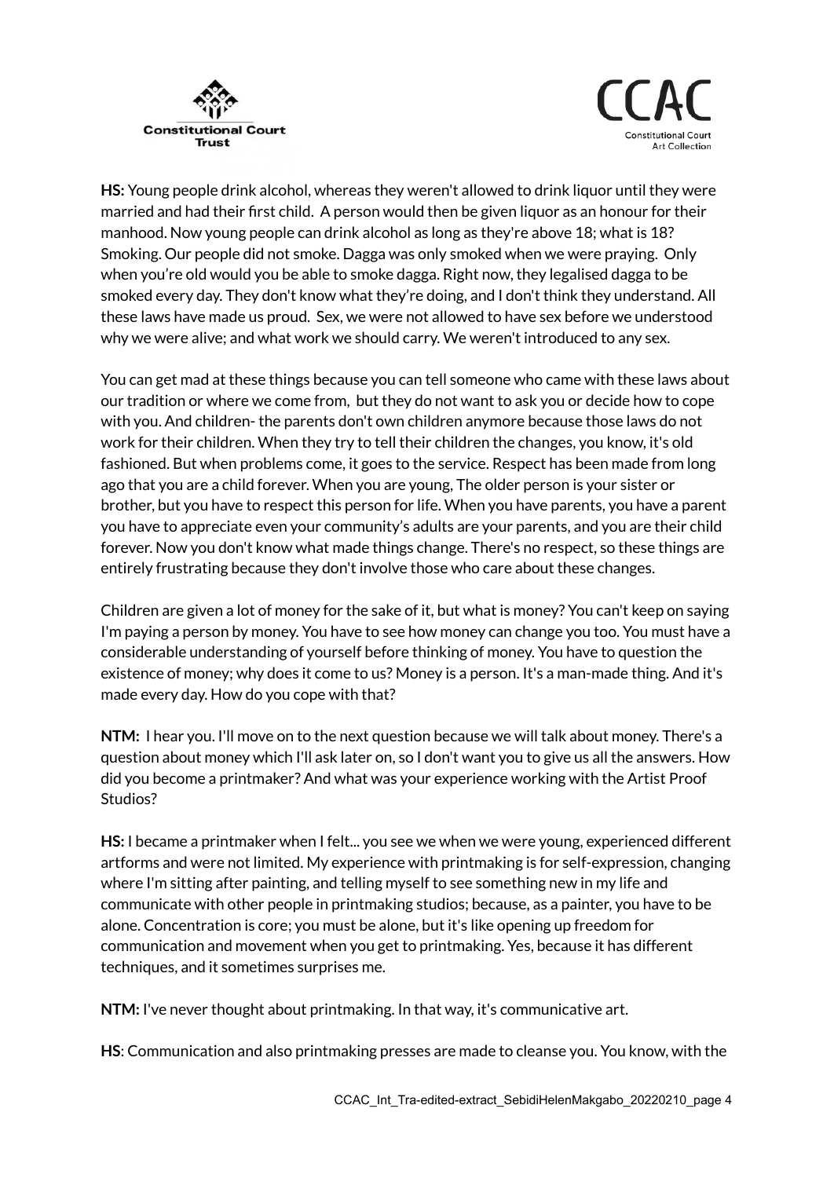**HS:** Young people drink alcohol, whereas they weren't allowed to drink liquor until they were married and had their first child. A person would then be given liquor as an honour for their manhood. Now young people can drink alcohol as long as they're above 18; what is 18? Smoking. Our people did not smoke. Dagga was only smoked when we were praying. Only when you're old would you be able to smoke dagga. Right now, they legalised dagga to be smoked every day. They don't know what they're doing, and I don't think they understand. All these laws have made us proud. Sex, we were not allowed to have sex before we understood why we were alive; and what work we should carry. We weren't introduced to any sex.

You can get mad at these things because you can tell someone who came with these laws about our tradition or where we come from, but they do not want to ask you or decide how to cope with you. And children- the parents don't own children anymore because those laws do not work for their children. When they try to tell their children the changes, you know, it's old fashioned. But when problems come, it goes to the service. Respect has been made from long ago that you are a child forever. When you are young, The older person is your sister or brother, but you have to respect this person for life. When you have parents, you have a parent you have to appreciate even your community's adults are your parents, and you are their child forever. Now you don't know what made things change. There's no respect, so these things are entirely frustrating because they don't involve those who care about these changes.

Children are given a lot of money for the sake of it, but what is money? You can't keep on saying I'm paying a person by money. You have to see how money can change you too. You must have a considerable understanding of yourself before thinking of money. You have to question the existence of money; why does it come to us? Money is a person. It's a man-made thing. And it's made every day. How do you cope with that?

**NTM:** I hear you. I'll move on to the next question because we will talk about money. There's a question about money which I'll ask later on, so I don't want you to give us all the answers. How did you become a printmaker? And what was your experience working with the Artist Proof Studios?

**HS:** I became a printmaker when I felt... you see we when we were young, experienced different artforms and were not limited. My experience with printmaking is for self-expression, changing where I'm sitting after painting, and telling myself to see something new in my life and communicate with other people in printmaking studios; because, as a painter, you have to be alone. Concentration is core; you must be alone, but it's like opening up freedom for communication and movement when you get to printmaking. Yes, because it has different techniques, and it sometimes surprises me.

**NTM:** I've never thought about printmaking. In that way, it's communicative art.

**HS**: Communication and also printmaking presses are made to cleanse you. You know, with the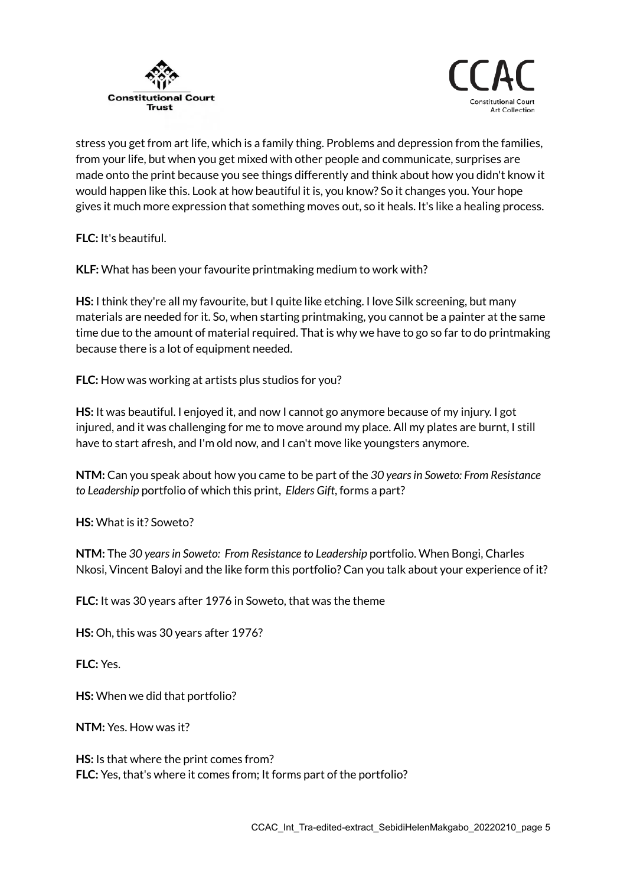stress you get from art life, which is a family thing. Problems and depression from the families, from your life, but when you get mixed with other people and communicate, surprises are made onto the print because you see things differently and think about how you didn't know it would happen like this. Look at how beautiful it is, you know? So it changes you. Your hope gives it much more expression that something moves out, so it heals. It's like a healing process.

**FLC:** It's beautiful.

**KLF:** What has been your favourite printmaking medium to work with?

**HS:** I think they're all my favourite, but I quite like etching. I love Silk screening, but many materials are needed for it. So, when starting printmaking, you cannot be a painter at the same time due to the amount of material required. That is why we have to go so far to do printmaking because there is a lot of equipment needed.

**FLC:** How was working at artists plus studios for you?

**HS:** It was beautiful. I enjoyed it, and now I cannot go anymore because of my injury. I got injured, and it was challenging for me to move around my place. All my plates are burnt, I still have to start afresh, and I'm old now, and I can't move like youngsters anymore.

**NTM:** Can you speak about how you came to be part of the *30 years in Soweto: From Resistance to Leadership* portfolio of which this print, *Elders Gift*, forms a part?

**HS:** What is it? Soweto?

**NTM:** The *30 years in Soweto: From Resistance to Leadership* portfolio. When Bongi, Charles Nkosi, Vincent Baloyi and the like form this portfolio? Can you talk about your experience of it?

**FLC:** It was 30 years after 1976 in Soweto, that was the theme

**HS:** Oh, this was 30 years after 1976?

**FLC:** Yes.

**HS:** When we did that portfolio?

**NTM:** Yes. How was it?

**HS:** Is that where the print comes from?
**FLC:** Yes, that's where it comes from; It forms part of the portfolio?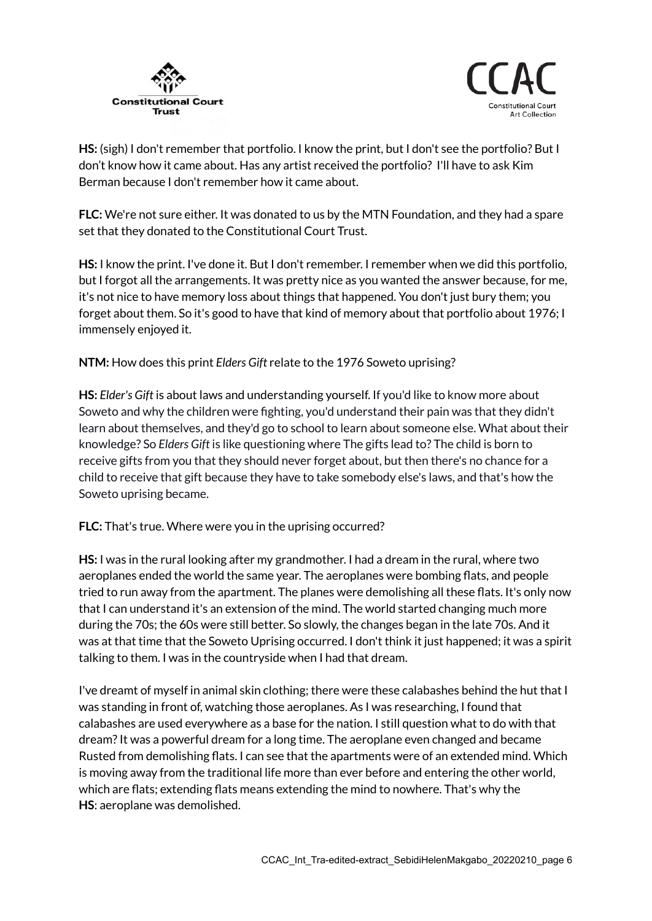**HS:** (sigh) I don't remember that portfolio. I know the print, but I don't see the portfolio? But I don't know how it came about. Has any artist received the portfolio? I'll have to ask Kim Berman because I don't remember how it came about.

**FLC:** We're not sure either. It was donated to us by the MTN Foundation, and they had a spare set that they donated to the Constitutional Court Trust.

**HS:** I know the print. I've done it. But I don't remember. I remember when we did this portfolio, but I forgot all the arrangements. It was pretty nice as you wanted the answer because, for me, it's not nice to have memory loss about things that happened. You don't just bury them; you forget about them. So it's good to have that kind of memory about that portfolio about 1976; I immensely enjoyed it.

**NTM:** How does this print *Elders Gift* relate to the 1976 Soweto uprising?

**HS:** *Elder's Gift* is about laws and understanding yourself. If you'd like to know more about Soweto and why the children were fighting, you'd understand their pain was that they didn't learn about themselves, and they'd go to school to learn about someone else. What about their knowledge? So *Elders Gift* is like questioning where The gifts lead to? The child is born to receive gifts from you that they should never forget about, but then there's no chance for a child to receive that gift because they have to take somebody else's laws, and that's how the Soweto uprising became.

**FLC:** That's true. Where were you in the uprising occurred?

**HS:** I was in the rural looking after my grandmother. I had a dream in the rural, where two aeroplanes ended the world the same year. The aeroplanes were bombing flats, and people tried to run away from the apartment. The planes were demolishing all these flats. It's only now that I can understand it's an extension of the mind. The world started changing much more during the 70s; the 60s were still better. So slowly, the changes began in the late 70s. And it was at that time that the Soweto Uprising occurred. I don't think it just happened; it was a spirit talking to them. I was in the countryside when I had that dream.

I've dreamt of myself in animal skin clothing; there were these calabashes behind the hut that I was standing in front of, watching those aeroplanes. As I was researching, I found that calabashes are used everywhere as a base for the nation. I still question what to do with that dream? It was a powerful dream for a long time. The aeroplane even changed and became Rusted from demolishing flats. I can see that the apartments were of an extended mind. Which is moving away from the traditional life more than ever before and entering the other world, which are flats; extending flats means extending the mind to nowhere. That's why the
**HS**: aeroplane was demolished.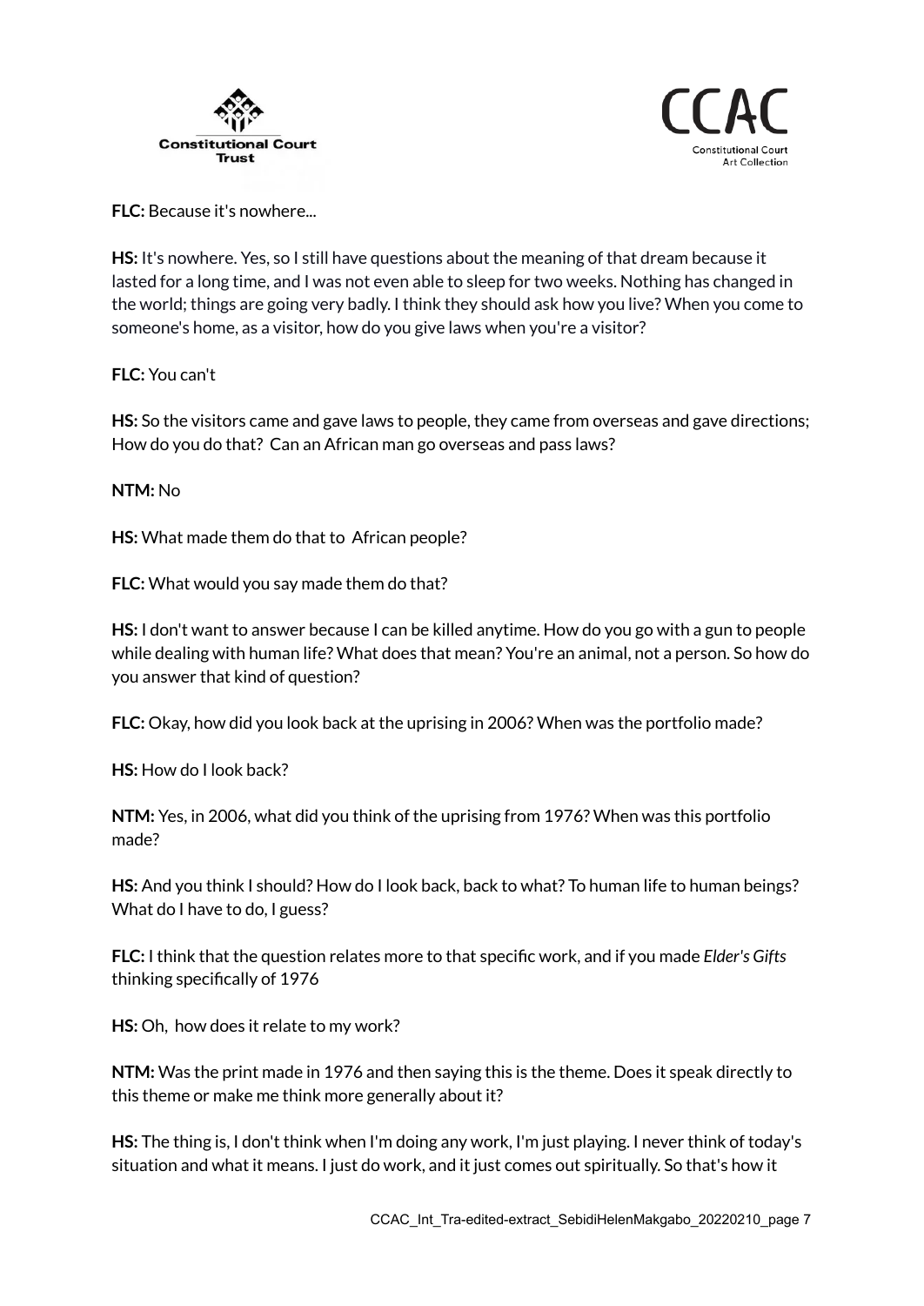**FLC:** Because it's nowhere...

**HS:** It's nowhere. Yes, so I still have questions about the meaning of that dream because it lasted for a long time, and I was not even able to sleep for two weeks. Nothing has changed in the world; things are going very badly. I think they should ask how you live? When you come to someone's home, as a visitor, how do you give laws when you're a visitor?

**FLC:** You can't

**HS:** So the visitors came and gave laws to people, they came from overseas and gave directions; How do you do that? Can an African man go overseas and pass laws?

**NTM:** No

**HS:** What made them do that to African people?

**FLC:** What would you say made them do that?

**HS:** I don't want to answer because I can be killed anytime. How do you go with a gun to people while dealing with human life? What does that mean? You're an animal, not a person. So how do you answer that kind of question?

**FLC:** Okay, how did you look back at the uprising in 2006? When was the portfolio made?

**HS:** How do I look back?

**NTM:** Yes, in 2006, what did you think of the uprising from 1976? When was this portfolio made?

**HS:** And you think I should? How do I look back, back to what? To human life to human beings? What do I have to do, I guess?

**FLC:** I think that the question relates more to that specific work, and if you made *Elder's Gifts* thinking specifically of 1976

**HS:** Oh, how does it relate to my work?

**NTM:** Was the print made in 1976 and then saying this is the theme. Does it speak directly to this theme or make me think more generally about it?

**HS:** The thing is, I don't think when I'm doing any work, I'm just playing. I never think of today's situation and what it means. I just do work, and it just comes out spiritually. So that's how it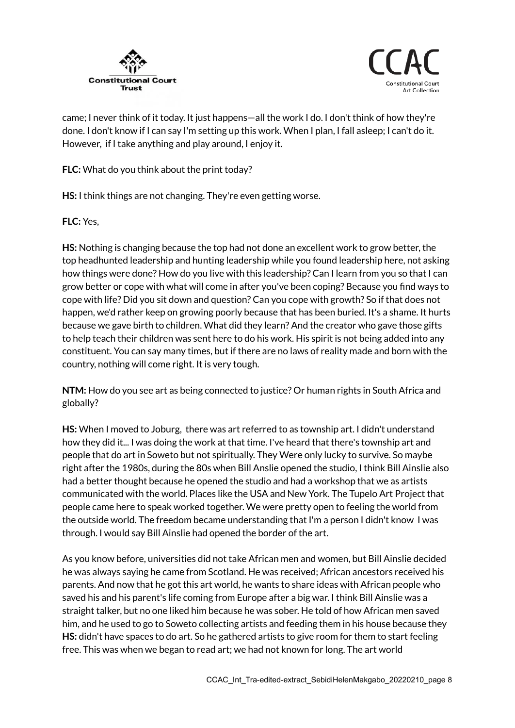came; I never think of it today. It just happens—all the work I do. I don't think of how they're done. I don't know if I can say I'm setting up this work. When I plan, I fall asleep; I can't do it. However, if I take anything and play around, I enjoy it.

**FLC:** What do you think about the print today?

**HS:** I think things are not changing. They're even getting worse.

**FLC:** Yes,

**HS:** Nothing is changing because the top had not done an excellent work to grow better, the top headhunted leadership and hunting leadership while you found leadership here, not asking how things were done? How do you live with this leadership? Can I learn from you so that I can grow better or cope with what will come in after you've been coping? Because you find ways to cope with life? Did you sit down and question? Can you cope with growth? So if that does not happen, we'd rather keep on growing poorly because that has been buried. It's a shame. It hurts because we gave birth to children. What did they learn? And the creator who gave those gifts to help teach their children was sent here to do his work. His spirit is not being added into any constituent. You can say many times, but if there are no laws of reality made and born with the country, nothing will come right. It is very tough.

**NTM:** How do you see art as being connected to justice? Or human rights in South Africa and globally?

**HS:** When I moved to Joburg, there was art referred to as township art. I didn't understand how they did it... I was doing the work at that time. I've heard that there's township art and people that do art in Soweto but not spiritually. They Were only lucky to survive. So maybe right after the 1980s, during the 80s when Bill Anslie opened the studio, I think Bill Ainslie also had a better thought because he opened the studio and had a workshop that we as artists communicated with the world. Places like the USA and New York. The Tupelo Art Project that people came here to speak worked together. We were pretty open to feeling the world from the outside world. The freedom became understanding that I'm a person I didn't know I was through. I would say Bill Ainslie had opened the border of the art.

As you know before, universities did not take African men and women, but Bill Ainslie decided he was always saying he came from Scotland. He was received; African ancestors received his parents. And now that he got this art world, he wants to share ideas with African people who saved his and his parent's life coming from Europe after a big war. I think Bill Ainslie was a straight talker, but no one liked him because he was sober. He told of how African men saved him, and he used to go to Soweto collecting artists and feeding them in his house because they

**HS:** didn't have spaces to do art. So he gathered artists to give room for them to start feeling free. This was when we began to read art; we had not known for long. The art world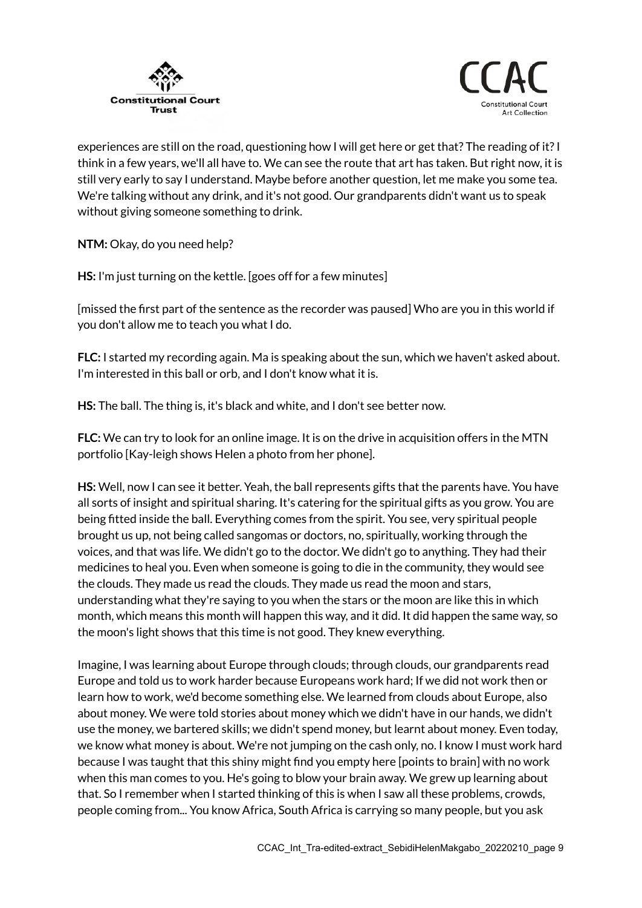experiences are still on the road, questioning how I will get here or get that? The reading of it? I think in a few years, we'll all have to. We can see the route that art has taken. But right now, it is still very early to say I understand. Maybe before another question, let me make you some tea. We're talking without any drink, and it's not good. Our grandparents didn't want us to speak without giving someone something to drink.

**NTM:** Okay, do you need help?

**HS:** I'm just turning on the kettle. [goes off for a few minutes]

[missed the first part of the sentence as the recorder was paused] Who are you in this world if you don't allow me to teach you what I do.

**FLC:** I started my recording again. Ma is speaking about the sun, which we haven't asked about. I'm interested in this ball or orb, and I don't know what it is.

**HS:** The ball. The thing is, it's black and white, and I don't see better now.

**FLC:** We can try to look for an online image. It is on the drive in acquisition offers in the MTN portfolio [Kay-leigh shows Helen a photo from her phone].

**HS:** Well, now I can see it better. Yeah, the ball represents gifts that the parents have. You have all sorts of insight and spiritual sharing. It's catering for the spiritual gifts as you grow. You are being fitted inside the ball. Everything comes from the spirit. You see, very spiritual people brought us up, not being called sangomas or doctors, no, spiritually, working through the voices, and that was life. We didn't go to the doctor. We didn't go to anything. They had their medicines to heal you. Even when someone is going to die in the community, they would see the clouds. They made us read the clouds. They made us read the moon and stars, understanding what they're saying to you when the stars or the moon are like this in which month, which means this month will happen this way, and it did. It did happen the same way, so the moon's light shows that this time is not good. They knew everything.

Imagine, I was learning about Europe through clouds; through clouds, our grandparents read Europe and told us to work harder because Europeans work hard; If we did not work then or learn how to work, we'd become something else. We learned from clouds about Europe, also about money. We were told stories about money which we didn't have in our hands, we didn't use the money, we bartered skills; we didn't spend money, but learnt about money. Even today, we know what money is about. We're not jumping on the cash only, no. I know I must work hard because I was taught that this shiny might find you empty here [points to brain] with no work when this man comes to you. He's going to blow your brain away. We grew up learning about that. So I remember when I started thinking of this is when I saw all these problems, crowds, people coming from... You know Africa, South Africa is carrying so many people, but you ask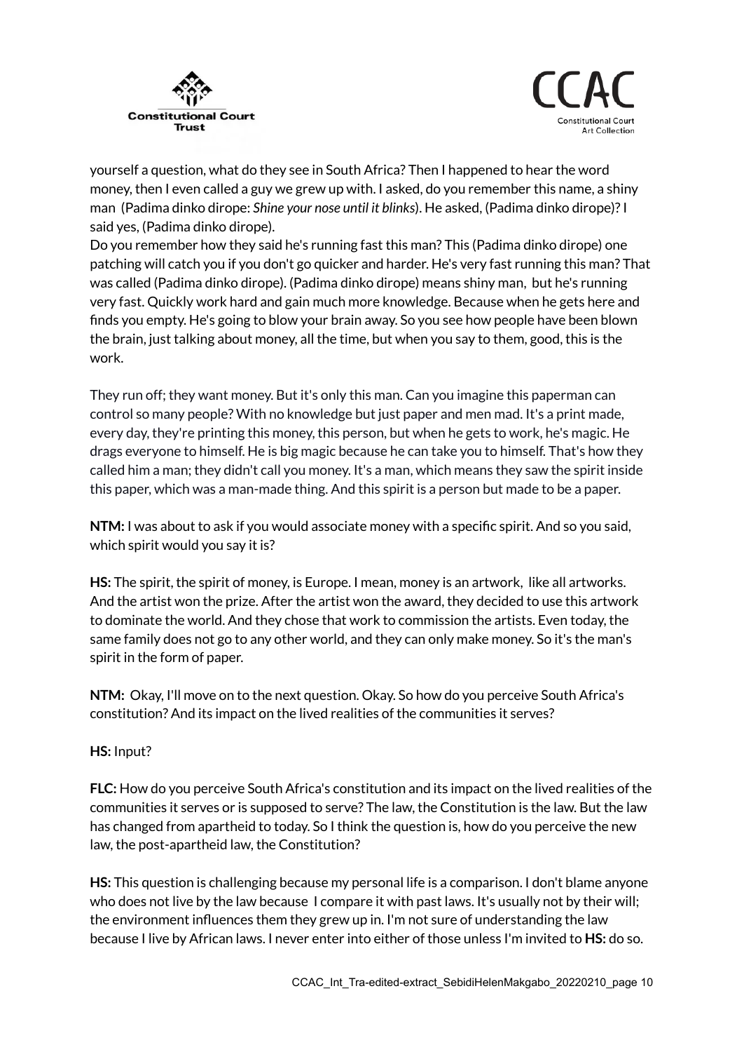yourself a question, what do they see in South Africa? Then I happened to hear the word money, then I even called a guy we grew up with. I asked, do you remember this name, a shiny man (Padima dinko dirope: *Shine your nose until it blinks*). He asked, (Padima dinko dirope)? I said yes, (Padima dinko dirope).

Do you remember how they said he's running fast this man? This (Padima dinko dirope) one patching will catch you if you don't go quicker and harder. He's very fast running this man? That was called (Padima dinko dirope). (Padima dinko dirope) means shiny man, but he's running very fast. Quickly work hard and gain much more knowledge. Because when he gets here and finds you empty. He's going to blow your brain away. So you see how people have been blown the brain, just talking about money, all the time, but when you say to them, good, this is the work.

They run off; they want money. But it's only this man. Can you imagine this paperman can control so many people? With no knowledge but just paper and men mad. It's a print made, every day, they're printing this money, this person, but when he gets to work, he's magic. He drags everyone to himself. He is big magic because he can take you to himself. That's how they called him a man; they didn't call you money. It's a man, which means they saw the spirit inside this paper, which was a man-made thing. And this spirit is a person but made to be a paper.

**NTM:** I was about to ask if you would associate money with a specific spirit. And so you said, which spirit would you say it is?

**HS:** The spirit, the spirit of money, is Europe. I mean, money is an artwork, like all artworks. And the artist won the prize. After the artist won the award, they decided to use this artwork to dominate the world. And they chose that work to commission the artists. Even today, the same family does not go to any other world, and they can only make money. So it's the man's spirit in the form of paper.

**NTM:** Okay, I'll move on to the next question. Okay. So how do you perceive South Africa's constitution? And its impact on the lived realities of the communities it serves?

**HS:** Input?

**FLC:** How do you perceive South Africa's constitution and its impact on the lived realities of the communities it serves or is supposed to serve? The law, the Constitution is the law. But the law has changed from apartheid to today. So I think the question is, how do you perceive the new law, the post-apartheid law, the Constitution?

**HS:** This question is challenging because my personal life is a comparison. I don't blame anyone who does not live by the law because I compare it with past laws. It's usually not by their will; the environment influences them they grew up in. I'm not sure of understanding the law because I live by African laws. I never enter into either of those unless I'm invited to **HS:** do so.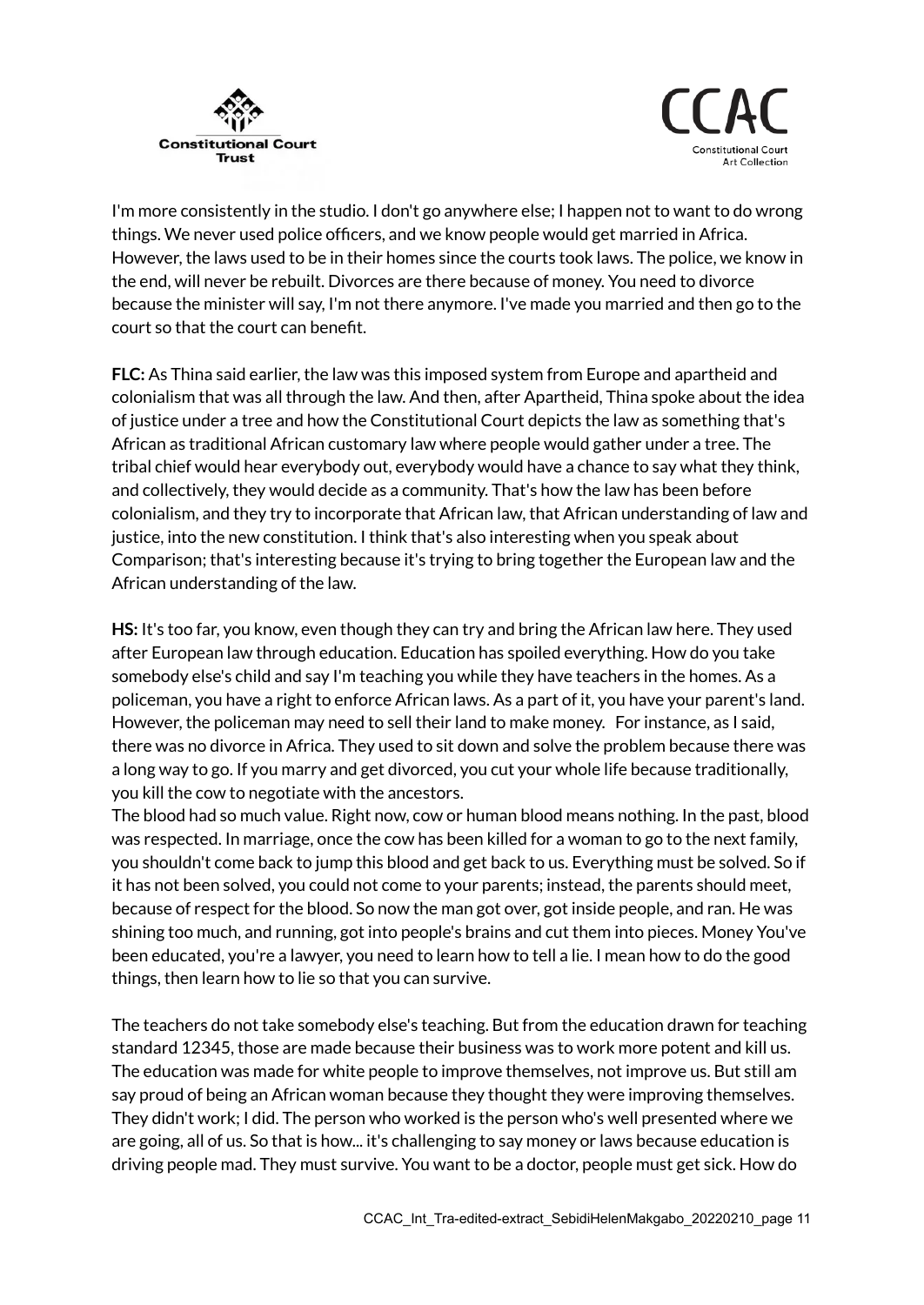I'm more consistently in the studio. I don't go anywhere else; I happen not to want to do wrong things. We never used police officers, and we know people would get married in Africa. However, the laws used to be in their homes since the courts took laws. The police, we know in the end, will never be rebuilt. Divorces are there because of money. You need to divorce because the minister will say, I'm not there anymore. I've made you married and then go to the court so that the court can benefit.

**FLC:** As Thina said earlier, the law was this imposed system from Europe and apartheid and colonialism that was all through the law. And then, after Apartheid, Thina spoke about the idea of justice under a tree and how the Constitutional Court depicts the law as something that's African as traditional African customary law where people would gather under a tree. The tribal chief would hear everybody out, everybody would have a chance to say what they think, and collectively, they would decide as a community. That's how the law has been before colonialism, and they try to incorporate that African law, that African understanding of law and justice, into the new constitution. I think that's also interesting when you speak about Comparison; that's interesting because it's trying to bring together the European law and the African understanding of the law.

**HS:** It's too far, you know, even though they can try and bring the African law here. They used after European law through education. Education has spoiled everything. How do you take somebody else's child and say I'm teaching you while they have teachers in the homes. As a policeman, you have a right to enforce African laws. As a part of it, you have your parent's land. However, the policeman may need to sell their land to make money. For instance, as I said, there was no divorce in Africa. They used to sit down and solve the problem because there was a long way to go. If you marry and get divorced, you cut your whole life because traditionally, you kill the cow to negotiate with the ancestors.

The blood had so much value. Right now, cow or human blood means nothing. In the past, blood was respected. In marriage, once the cow has been killed for a woman to go to the next family, you shouldn't come back to jump this blood and get back to us. Everything must be solved. So if it has not been solved, you could not come to your parents; instead, the parents should meet, because of respect for the blood. So now the man got over, got inside people, and ran. He was shining too much, and running, got into people's brains and cut them into pieces. Money You've been educated, you're a lawyer, you need to learn how to tell a lie. I mean how to do the good things, then learn how to lie so that you can survive.

The teachers do not take somebody else's teaching. But from the education drawn for teaching standard 12345, those are made because their business was to work more potent and kill us. The education was made for white people to improve themselves, not improve us. But still am say proud of being an African woman because they thought they were improving themselves. They didn't work; I did. The person who worked is the person who's well presented where we are going, all of us. So that is how... it's challenging to say money or laws because education is driving people mad. They must survive. You want to be a doctor, people must get sick. How do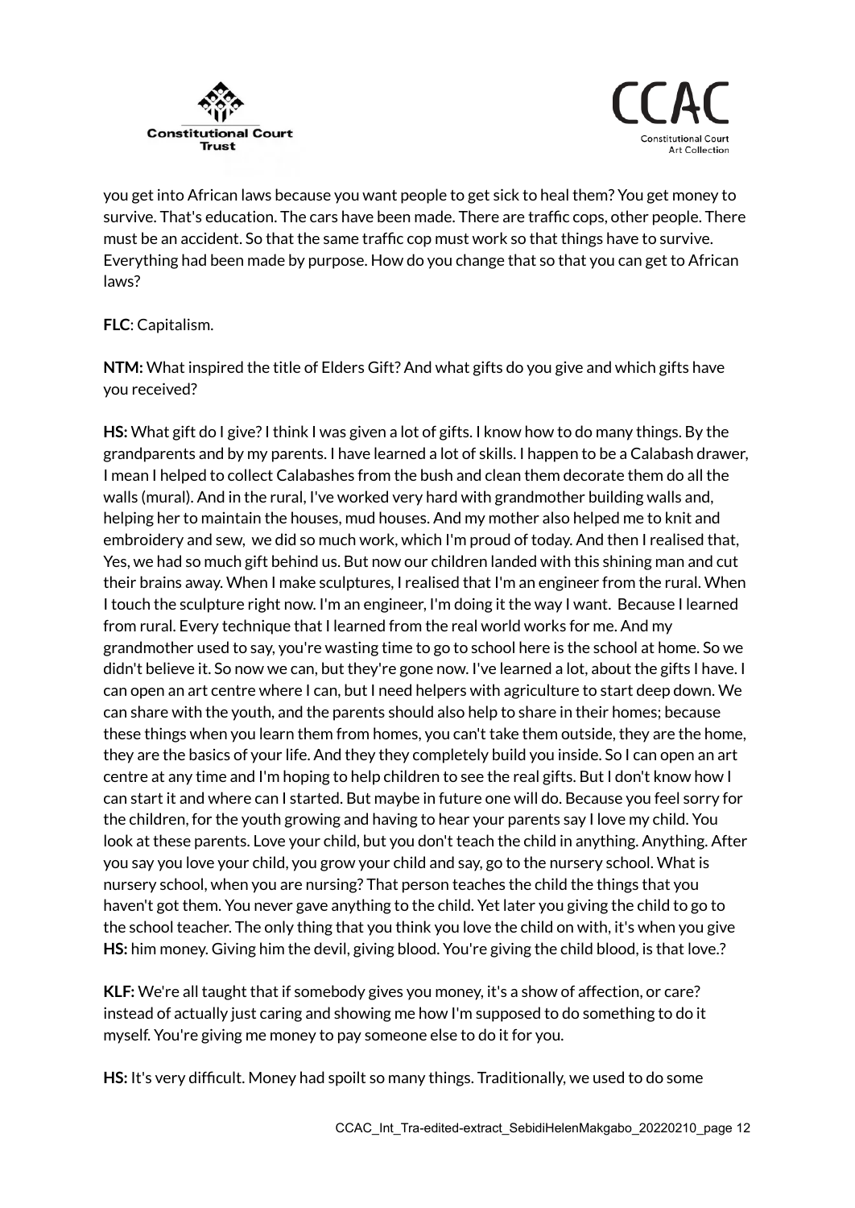you get into African laws because you want people to get sick to heal them? You get money to survive. That's education. The cars have been made. There are traffic cops, other people. There must be an accident. So that the same traffic cop must work so that things have to survive. Everything had been made by purpose. How do you change that so that you can get to African laws?

**FLC**: Capitalism.

**NTM:** What inspired the title of Elders Gift? And what gifts do you give and which gifts have you received?

**HS:** What gift do I give? I think I was given a lot of gifts. I know how to do many things. By the grandparents and by my parents. I have learned a lot of skills. I happen to be a Calabash drawer, I mean I helped to collect Calabashes from the bush and clean them decorate them do all the walls (mural). And in the rural, I've worked very hard with grandmother building walls and, helping her to maintain the houses, mud houses. And my mother also helped me to knit and embroidery and sew, we did so much work, which I'm proud of today. And then I realised that, Yes, we had so much gift behind us. But now our children landed with this shining man and cut their brains away. When I make sculptures, I realised that I'm an engineer from the rural. When I touch the sculpture right now. I'm an engineer, I'm doing it the way I want. Because I learned from rural. Every technique that I learned from the real world works for me. And my grandmother used to say, you're wasting time to go to school here is the school at home. So we didn't believe it. So now we can, but they're gone now. I've learned a lot, about the gifts I have. I can open an art centre where I can, but I need helpers with agriculture to start deep down. We can share with the youth, and the parents should also help to share in their homes; because these things when you learn them from homes, you can't take them outside, they are the home, they are the basics of your life. And they they completely build you inside. So I can open an art centre at any time and I'm hoping to help children to see the real gifts. But I don't know how I can start it and where can I started. But maybe in future one will do. Because you feel sorry for the children, for the youth growing and having to hear your parents say I love my child. You look at these parents. Love your child, but you don't teach the child in anything. Anything. After you say you love your child, you grow your child and say, go to the nursery school. What is nursery school, when you are nursing? That person teaches the child the things that you haven't got them. You never gave anything to the child. Yet later you giving the child to go to the school teacher. The only thing that you think you love the child on with, it's when you give
**HS:** him money. Giving him the devil, giving blood. You're giving the child blood, is that love.?

**KLF:** We're all taught that if somebody gives you money, it's a show of affection, or care? instead of actually just caring and showing me how I'm supposed to do something to do it myself. You're giving me money to pay someone else to do it for you.

**HS:** It's very difficult. Money had spoilt so many things. Traditionally, we used to do some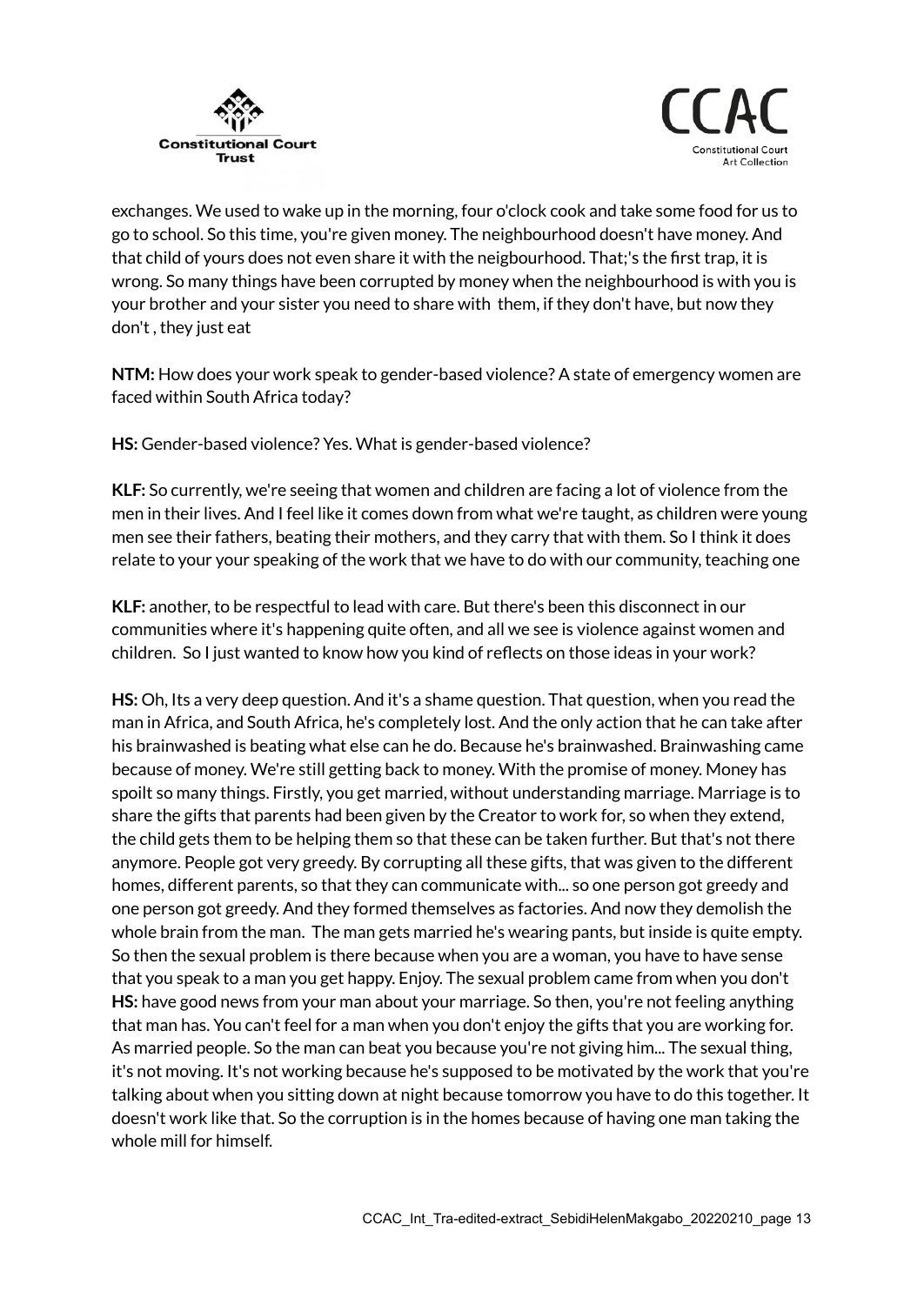exchanges. We used to wake up in the morning, four o'clock cook and take some food for us to go to school. So this time, you're given money. The neighbourhood doesn't have money. And that child of yours does not even share it with the neigbourhood. That;'s the first trap, it is wrong. So many things have been corrupted by money when the neighbourhood is with you is your brother and your sister you need to share with them, if they don't have, but now they don't , they just eat

**NTM:** How does your work speak to gender-based violence? A state of emergency women are faced within South Africa today?

**HS:** Gender-based violence? Yes. What is gender-based violence?

**KLF:** So currently, we're seeing that women and children are facing a lot of violence from the men in their lives. And I feel like it comes down from what we're taught, as children were young men see their fathers, beating their mothers, and they carry that with them. So I think it does relate to your your speaking of the work that we have to do with our community, teaching one

**KLF:** another, to be respectful to lead with care. But there's been this disconnect in our communities where it's happening quite often, and all we see is violence against women and children. So I just wanted to know how you kind of reflects on those ideas in your work?

**HS:** Oh, Its a very deep question. And it's a shame question. That question, when you read the man in Africa, and South Africa, he's completely lost. And the only action that he can take after his brainwashed is beating what else can he do. Because he's brainwashed. Brainwashing came because of money. We're still getting back to money. With the promise of money. Money has spoilt so many things. Firstly, you get married, without understanding marriage. Marriage is to share the gifts that parents had been given by the Creator to work for, so when they extend, the child gets them to be helping them so that these can be taken further. But that's not there anymore. People got very greedy. By corrupting all these gifts, that was given to the different homes, different parents, so that they can communicate with... so one person got greedy and one person got greedy. And they formed themselves as factories. And now they demolish the whole brain from the man. The man gets married he's wearing pants, but inside is quite empty. So then the sexual problem is there because when you are a woman, you have to have sense that you speak to a man you get happy. Enjoy. The sexual problem came from when you don't
**HS:** have good news from your man about your marriage. So then, you're not feeling anything that man has. You can't feel for a man when you don't enjoy the gifts that you are working for. As married people. So the man can beat you because you're not giving him... The sexual thing, it's not moving. It's not working because he's supposed to be motivated by the work that you're talking about when you sitting down at night because tomorrow you have to do this together. It doesn't work like that. So the corruption is in the homes because of having one man taking the whole mill for himself.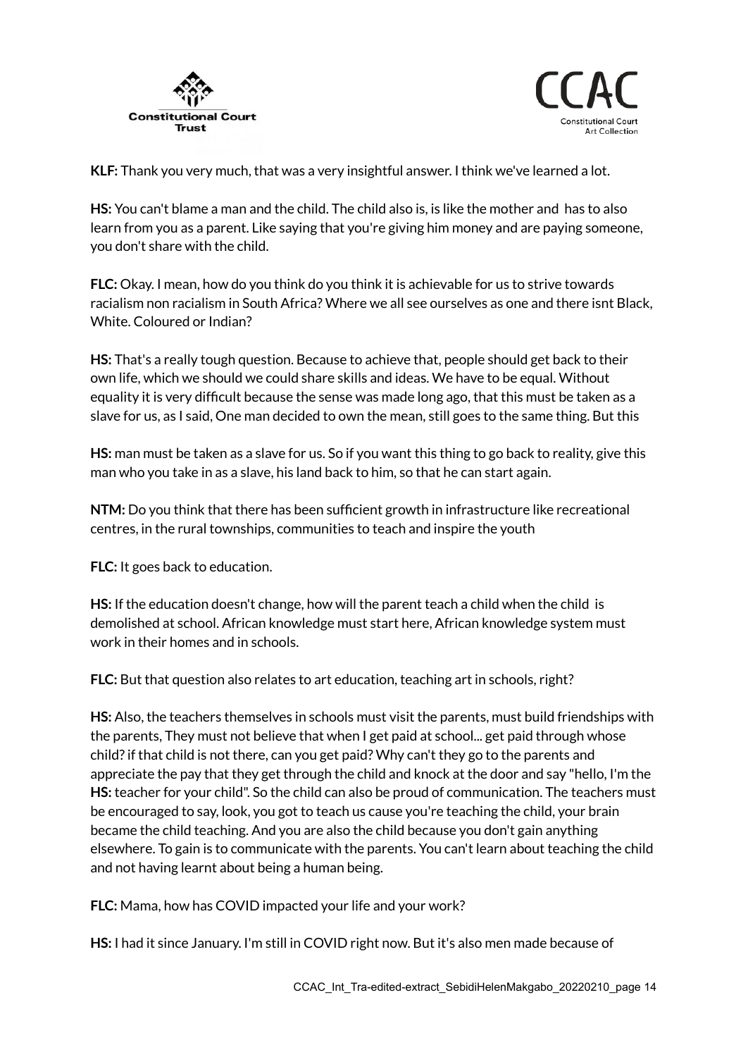**KLF:** Thank you very much, that was a very insightful answer. I think we've learned a lot.

**HS:** You can't blame a man and the child. The child also is, is like the mother and has to also learn from you as a parent. Like saying that you're giving him money and are paying someone, you don't share with the child.

**FLC:** Okay. I mean, how do you think do you think it is achievable for us to strive towards racialism non racialism in South Africa? Where we all see ourselves as one and there isnt Black, White. Coloured or Indian?

**HS:** That's a really tough question. Because to achieve that, people should get back to their own life, which we should we could share skills and ideas. We have to be equal. Without equality it is very difficult because the sense was made long ago, that this must be taken as a slave for us, as I said, One man decided to own the mean, still goes to the same thing. But this

**HS:** man must be taken as a slave for us. So if you want this thing to go back to reality, give this man who you take in as a slave, his land back to him, so that he can start again.

**NTM:** Do you think that there has been sufficient growth in infrastructure like recreational centres, in the rural townships, communities to teach and inspire the youth

**FLC:** It goes back to education.

**HS:** If the education doesn't change, how will the parent teach a child when the child is demolished at school. African knowledge must start here, African knowledge system must work in their homes and in schools.

**FLC:** But that question also relates to art education, teaching art in schools, right?

**HS:** Also, the teachers themselves in schools must visit the parents, must build friendships with the parents, They must not believe that when I get paid at school... get paid through whose child? if that child is not there, can you get paid? Why can't they go to the parents and appreciate the pay that they get through the child and knock at the door and say "hello, I'm the

**HS:** teacher for your child". So the child can also be proud of communication. The teachers must be encouraged to say, look, you got to teach us cause you're teaching the child, your brain became the child teaching. And you are also the child because you don't gain anything elsewhere. To gain is to communicate with the parents. You can't learn about teaching the child and not having learnt about being a human being.

**FLC:** Mama, how has COVID impacted your life and your work?

**HS:** I had it since January. I'm still in COVID right now. But it's also men made because of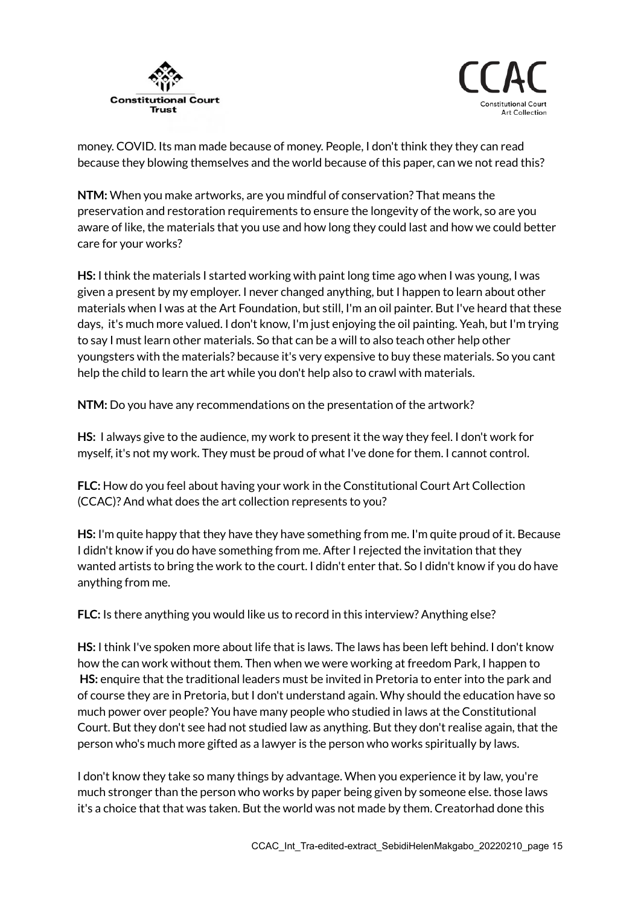money. COVID. Its man made because of money. People, I don't think they they can read because they blowing themselves and the world because of this paper, can we not read this?

**NTM:** When you make artworks, are you mindful of conservation? That means the preservation and restoration requirements to ensure the longevity of the work, so are you aware of like, the materials that you use and how long they could last and how we could better care for your works?

**HS:** I think the materials I started working with paint long time ago when I was young, I was given a present by my employer. I never changed anything, but I happen to learn about other materials when I was at the Art Foundation, but still, I'm an oil painter. But I've heard that these days,  it's much more valued. I don't know, I'm just enjoying the oil painting. Yeah, but I'm trying to say I must learn other materials. So that can be a will to also teach other help other youngsters with the materials? because it's very expensive to buy these materials. So you cant help the child to learn the art while you don't help also to crawl with materials.

**NTM:** Do you have any recommendations on the presentation of the artwork?

**HS:**  I always give to the audience, my work to present it the way they feel. I don't work for myself, it's not my work. They must be proud of what I've done for them. I cannot control.

**FLC:** How do you feel about having your work in the Constitutional Court Art Collection (CCAC)? And what does the art collection represents to you?

**HS:** I'm quite happy that they have they have something from me. I'm quite proud of it. Because I didn't know if you do have something from me. After I rejected the invitation that they wanted artists to bring the work to the court. I didn't enter that. So I didn't know if you do have anything from me.

**FLC:** Is there anything you would like us to record in this interview? Anything else?

**HS:** I think I've spoken more about life that is laws. The laws has been left behind. I don't know how the can work without them. Then when we were working at freedom Park, I happen to
**HS:** enquire that the traditional leaders must be invited in Pretoria to enter into the park and of course they are in Pretoria, but I don't understand again. Why should the education have so much power over people? You have many people who studied in laws at the Constitutional Court. But they don't see had not studied law as anything. But they don't realise again, that the person who's much more gifted as a lawyer is the person who works spiritually by laws.

I don't know they take so many things by advantage. When you experience it by law, you're much stronger than the person who works by paper being given by someone else. those laws it's a choice that that was taken. But the world was not made by them. Creatorhad done this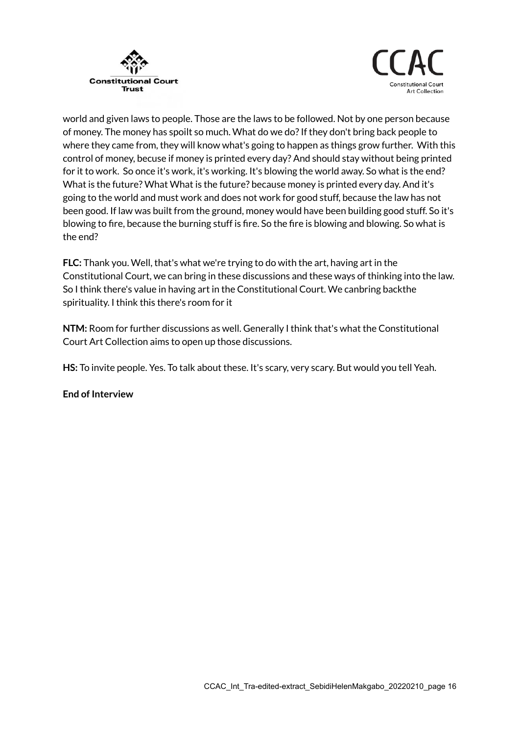world and given laws to people. Those are the laws to be followed. Not by one person because of money. The money has spoilt so much. What do we do? If they don't bring back people to where they came from, they will know what's going to happen as things grow further. With this control of money, becuse if money is printed every day? And should stay without being printed for it to work. So once it's work, it's working. It's blowing the world away. So what is the end? What is the future? What What is the future? because money is printed every day. And it's going to the world and must work and does not work for good stuff, because the law has not been good. If law was built from the ground, money would have been building good stuff. So it's blowing to fire, because the burning stuff is fire. So the fire is blowing and blowing. So what is the end?

**FLC:** Thank you. Well, that's what we're trying to do with the art, having art in the Constitutional Court, we can bring in these discussions and these ways of thinking into the law. So I think there's value in having art in the Constitutional Court. We canbring backthe spirituality. I think this there's room for it

**NTM:** Room for further discussions as well. Generally I think that's what the Constitutional Court Art Collection aims to open up those discussions.

**HS:** To invite people. Yes. To talk about these. It's scary, very scary. But would you tell Yeah.

**End of Interview**